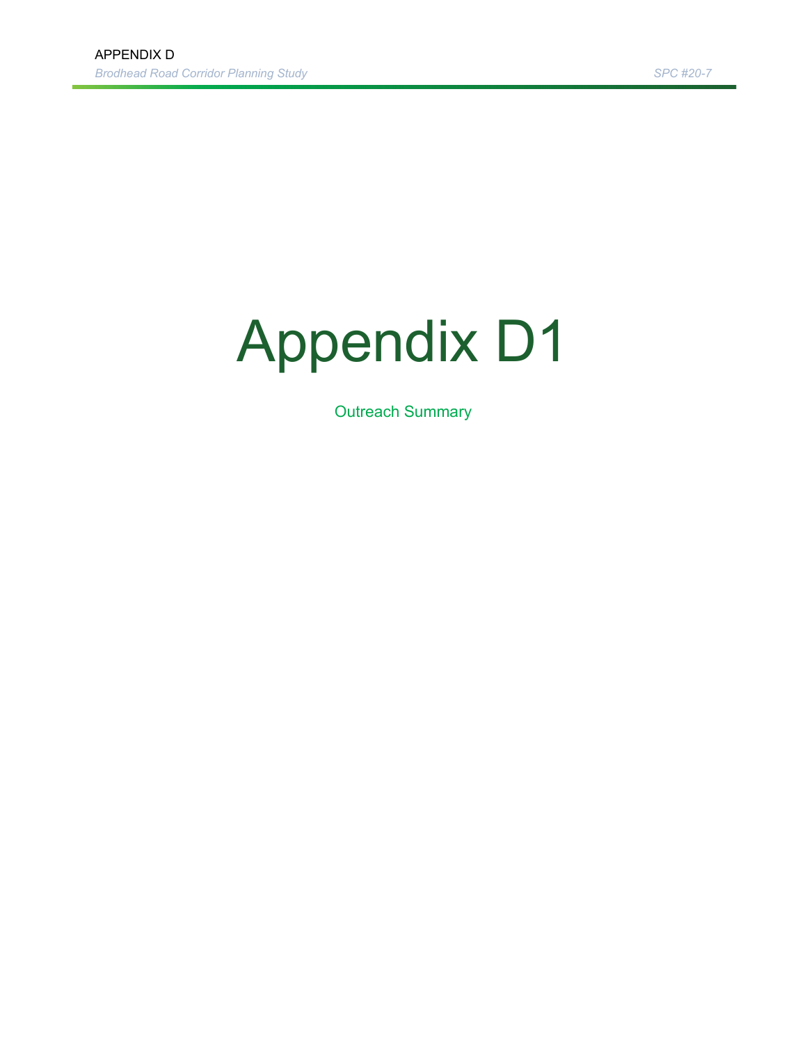# Appendix D1

Outreach Summary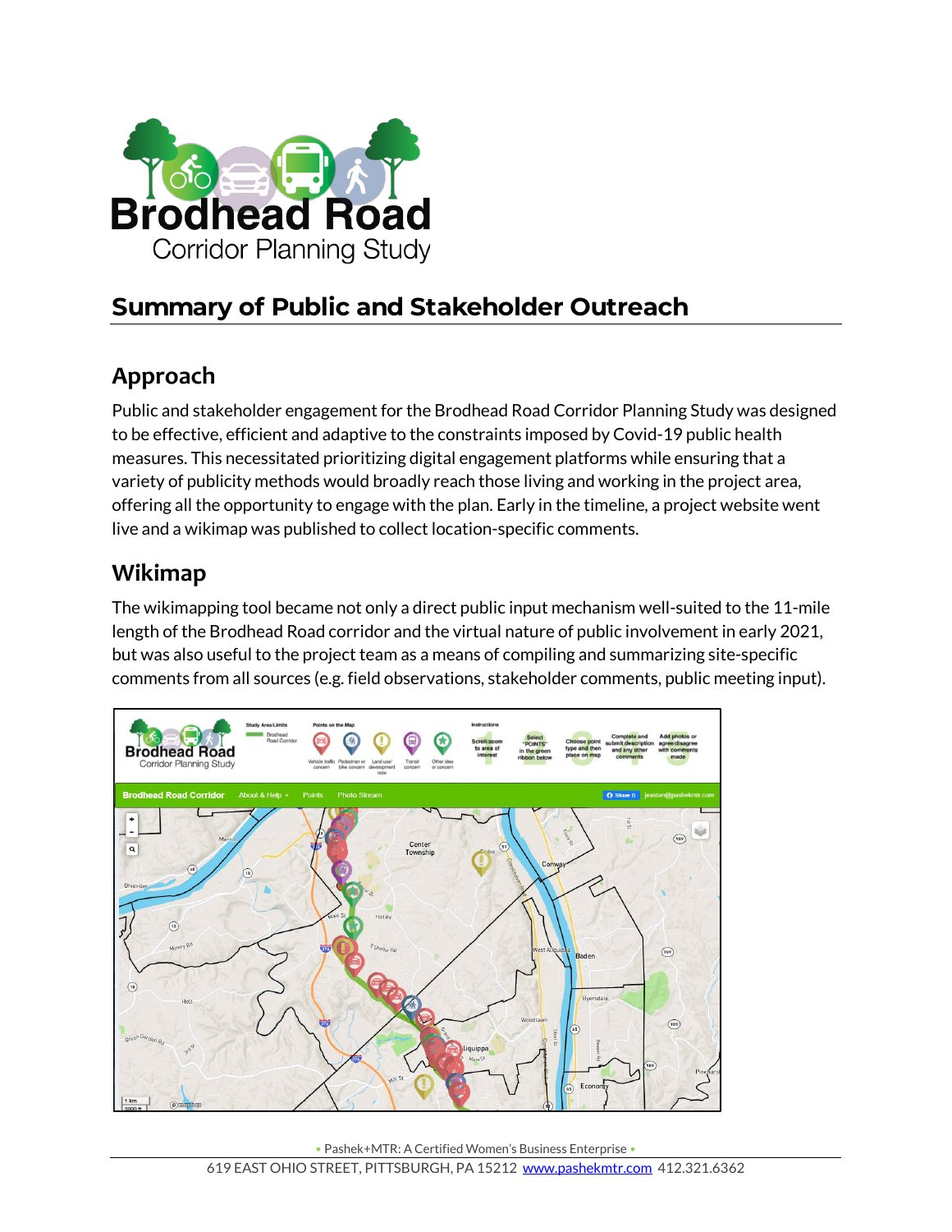# Brodhead Road Corridor Planning Study

## Summary of Public and Stakeholder Outreach

### Approach

Public and stakeholder engagement for the Brodhead Road Corridor Planning Study was designed to be effective, efficient and adaptive to the constraints imposed by Covid-19 public health measures. This necessitated prioritizing digital engagement platforms while ensuring that a variety of publicity methods would broadly reach those living and working in the project area, offering all the opportunity to engage with the plan. Early in the timeline, a project website went live and a wikimap was published to collect location-specific comments.

### Wikimap

The wikimapping tool became not only a direct public input mechanism well-suited to the 11-mile length of the Brodhead Road corridor and the virtual nature of public involvement in early 2021, but was also useful to the project team as a means of compiling and summarizing site-specific comments from all sources (e.g. field observations, stakeholder comments, public meeting input).

• Pashek+MTR: A Certified Women's Business Enterprise •

619 EAST OHIO STREET, PITTSBURGH, PA 15212 www.pashekmtr.com 412.321.6362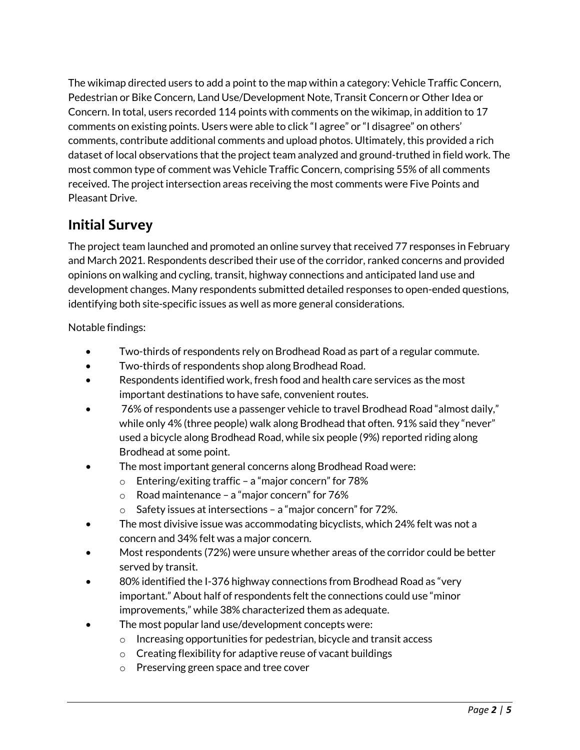The wikimap directed users to add a point to the map within a category: Vehicle Traffic Concern, Pedestrian or Bike Concern, Land Use/Development Note, Transit Concern or Other Idea or Concern. In total, users recorded 114 points with comments on the wikimap, in addition to 17 comments on existing points. Users were able to click "I agree" or "I disagree" on others' comments, contribute additional comments and upload photos. Ultimately, this provided a rich dataset of local observations that the project team analyzed and ground-truthed in field work. The most common type of comment was Vehicle Traffic Concern, comprising 55% of all comments received. The project intersection areas receiving the most comments were Five Points and Pleasant Drive.

## Initial Survey

The project team launched and promoted an online survey that received 77 responses in February and March 2021. Respondents described their use of the corridor, ranked concerns and provided opinions on walking and cycling, transit, highway connections and anticipated land use and development changes. Many respondents submitted detailed responses to open-ended questions, identifying both site-specific issues as well as more general considerations.

Notable findings:

- Two-thirds of respondents rely on Brodhead Road as part of a regular commute.
- Two-thirds of respondents shop along Brodhead Road.
- Respondents identified work, fresh food and health care services as the most important destinations to have safe, convenient routes.
- 76% of respondents use a passenger vehicle to travel Brodhead Road "almost daily," while only 4% (three people) walk along Brodhead that often. 91% said they "never" used a bicycle along Brodhead Road, while six people (9%) reported riding along Brodhead at some point.
- The most important general concerns along Brodhead Road were:
  - Entering/exiting traffic – a "major concern" for 78%
  - Road maintenance – a "major concern" for 76%
  - Safety issues at intersections – a "major concern" for 72%.
- The most divisive issue was accommodating bicyclists, which 24% felt was not a concern and 34% felt was a major concern.
- Most respondents (72%) were unsure whether areas of the corridor could be better served by transit.
- 80% identified the I-376 highway connections from Brodhead Road as "very important." About half of respondents felt the connections could use "minor improvements," while 38% characterized them as adequate.
- The most popular land use/development concepts were:
  - Increasing opportunities for pedestrian, bicycle and transit access
  - Creating flexibility for adaptive reuse of vacant buildings
  - Preserving green space and tree cover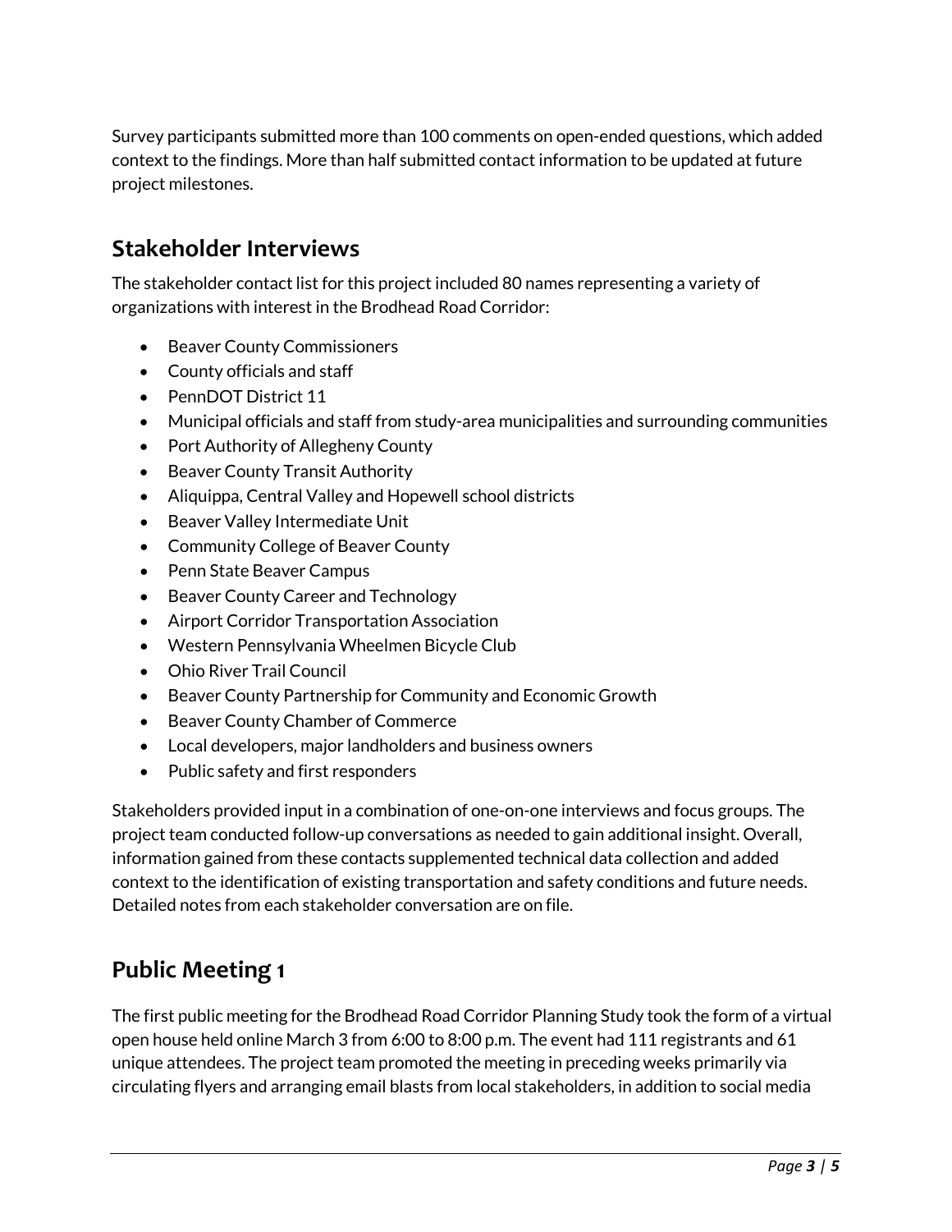Survey participants submitted more than 100 comments on open-ended questions, which added context to the findings. More than half submitted contact information to be updated at future project milestones.

## Stakeholder Interviews

The stakeholder contact list for this project included 80 names representing a variety of organizations with interest in the Brodhead Road Corridor:

- Beaver County Commissioners
- County officials and staff
- PennDOT District 11
- Municipal officials and staff from study-area municipalities and surrounding communities
- Port Authority of Allegheny County
- Beaver County Transit Authority
- Aliquippa, Central Valley and Hopewell school districts
- Beaver Valley Intermediate Unit
- Community College of Beaver County
- Penn State Beaver Campus
- Beaver County Career and Technology
- Airport Corridor Transportation Association
- Western Pennsylvania Wheelmen Bicycle Club
- Ohio River Trail Council
- Beaver County Partnership for Community and Economic Growth
- Beaver County Chamber of Commerce
- Local developers, major landholders and business owners
- Public safety and first responders

Stakeholders provided input in a combination of one-on-one interviews and focus groups. The project team conducted follow-up conversations as needed to gain additional insight. Overall, information gained from these contacts supplemented technical data collection and added context to the identification of existing transportation and safety conditions and future needs. Detailed notes from each stakeholder conversation are on file.

## Public Meeting 1

The first public meeting for the Brodhead Road Corridor Planning Study took the form of a virtual open house held online March 3 from 6:00 to 8:00 p.m. The event had 111 registrants and 61 unique attendees. The project team promoted the meeting in preceding weeks primarily via circulating flyers and arranging email blasts from local stakeholders, in addition to social media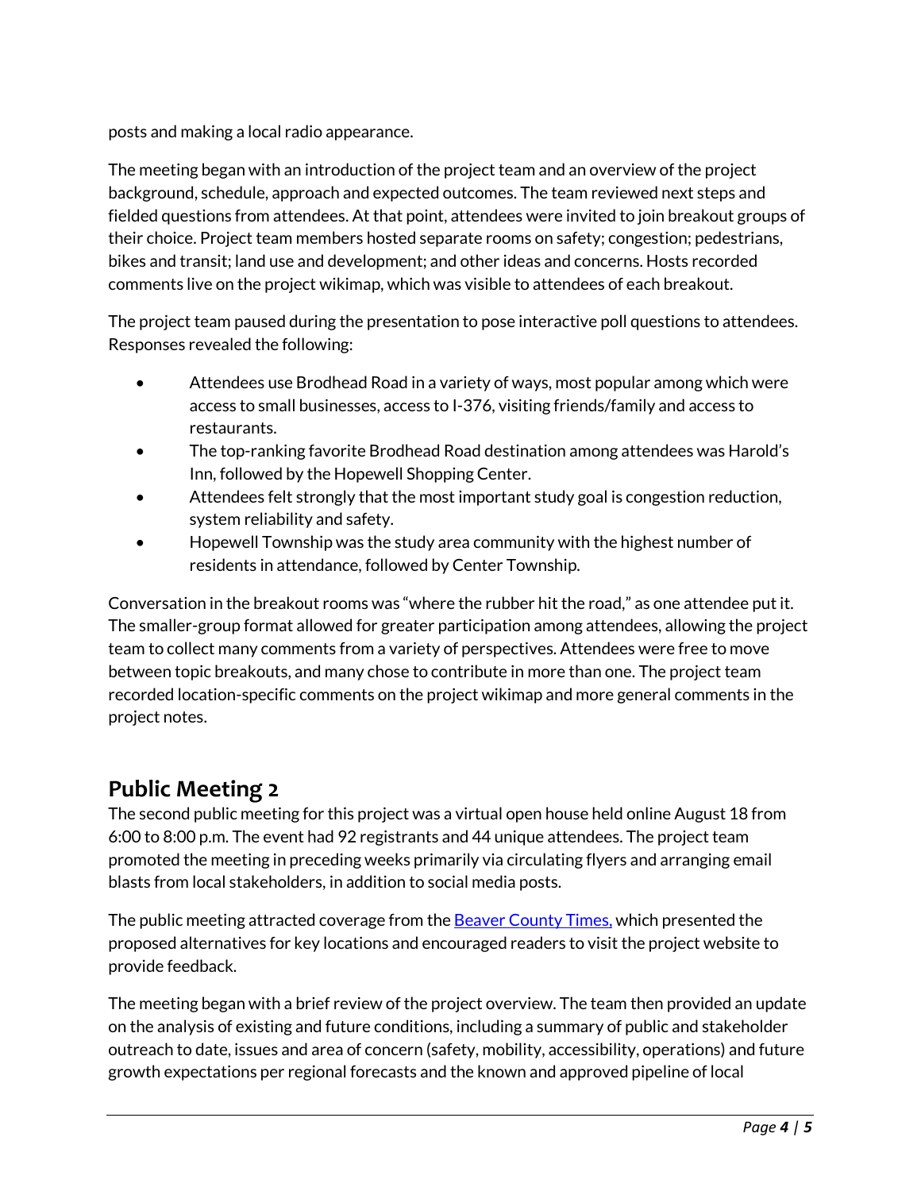posts and making a local radio appearance.

The meeting began with an introduction of the project team and an overview of the project background, schedule, approach and expected outcomes. The team reviewed next steps and fielded questions from attendees. At that point, attendees were invited to join breakout groups of their choice. Project team members hosted separate rooms on safety; congestion; pedestrians, bikes and transit; land use and development; and other ideas and concerns. Hosts recorded comments live on the project wikimap, which was visible to attendees of each breakout.

The project team paused during the presentation to pose interactive poll questions to attendees. Responses revealed the following:

- Attendees use Brodhead Road in a variety of ways, most popular among which were access to small businesses, access to I-376, visiting friends/family and access to restaurants.
- The top-ranking favorite Brodhead Road destination among attendees was Harold's Inn, followed by the Hopewell Shopping Center.
- Attendees felt strongly that the most important study goal is congestion reduction, system reliability and safety.
- Hopewell Township was the study area community with the highest number of residents in attendance, followed by Center Township.

Conversation in the breakout rooms was "where the rubber hit the road," as one attendee put it. The smaller-group format allowed for greater participation among attendees, allowing the project team to collect many comments from a variety of perspectives. Attendees were free to move between topic breakouts, and many chose to contribute in more than one. The project team recorded location-specific comments on the project wikimap and more general comments in the project notes.

## Public Meeting 2

The second public meeting for this project was a virtual open house held online August 18 from 6:00 to 8:00 p.m. The event had 92 registrants and 44 unique attendees. The project team promoted the meeting in preceding weeks primarily via circulating flyers and arranging email blasts from local stakeholders, in addition to social media posts.

The public meeting attracted coverage from the Beaver County Times, which presented the proposed alternatives for key locations and encouraged readers to visit the project website to provide feedback.

The meeting began with a brief review of the project overview. The team then provided an update on the analysis of existing and future conditions, including a summary of public and stakeholder outreach to date, issues and area of concern (safety, mobility, accessibility, operations) and future growth expectations per regional forecasts and the known and approved pipeline of local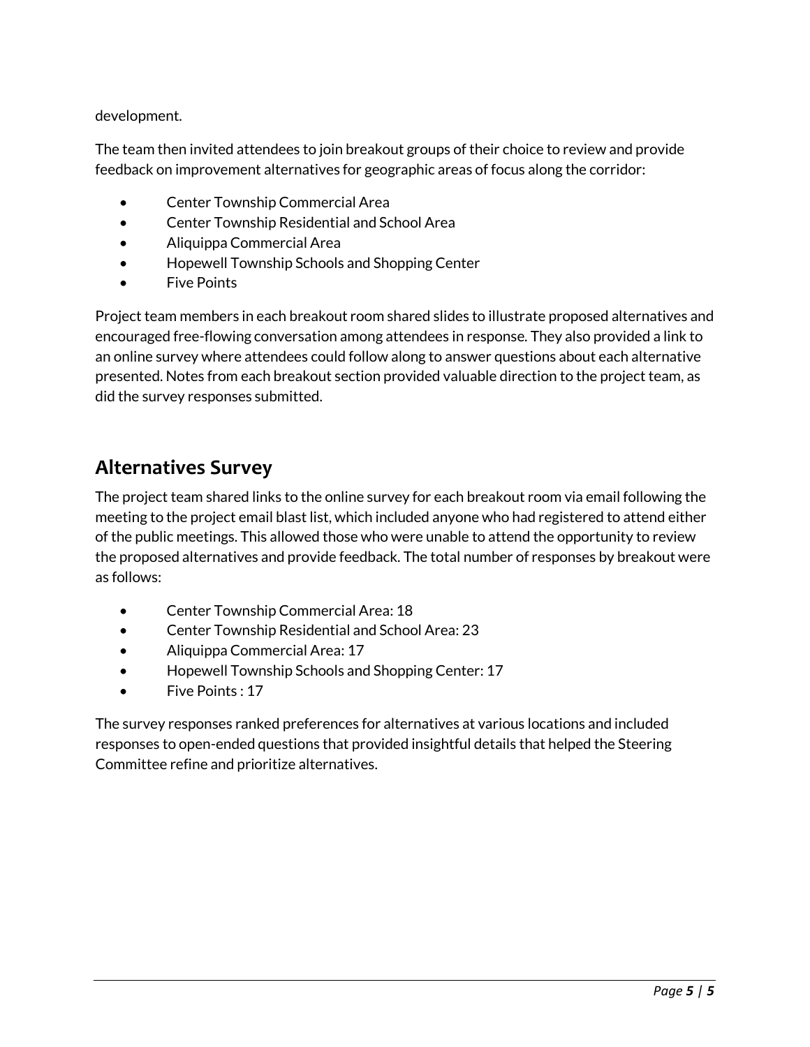development.

The team then invited attendees to join breakout groups of their choice to review and provide feedback on improvement alternatives for geographic areas of focus along the corridor:

- Center Township Commercial Area
- Center Township Residential and School Area
- Aliquippa Commercial Area
- Hopewell Township Schools and Shopping Center
- Five Points

Project team members in each breakout room shared slides to illustrate proposed alternatives and encouraged free-flowing conversation among attendees in response. They also provided a link to an online survey where attendees could follow along to answer questions about each alternative presented. Notes from each breakout section provided valuable direction to the project team, as did the survey responses submitted.

## Alternatives Survey

The project team shared links to the online survey for each breakout room via email following the meeting to the project email blast list, which included anyone who had registered to attend either of the public meetings. This allowed those who were unable to attend the opportunity to review the proposed alternatives and provide feedback. The total number of responses by breakout were as follows:

- Center Township Commercial Area: 18
- Center Township Residential and School Area: 23
- Aliquippa Commercial Area: 17
- Hopewell Township Schools and Shopping Center: 17
- Five Points : 17

The survey responses ranked preferences for alternatives at various locations and included responses to open-ended questions that provided insightful details that helped the Steering Committee refine and prioritize alternatives.